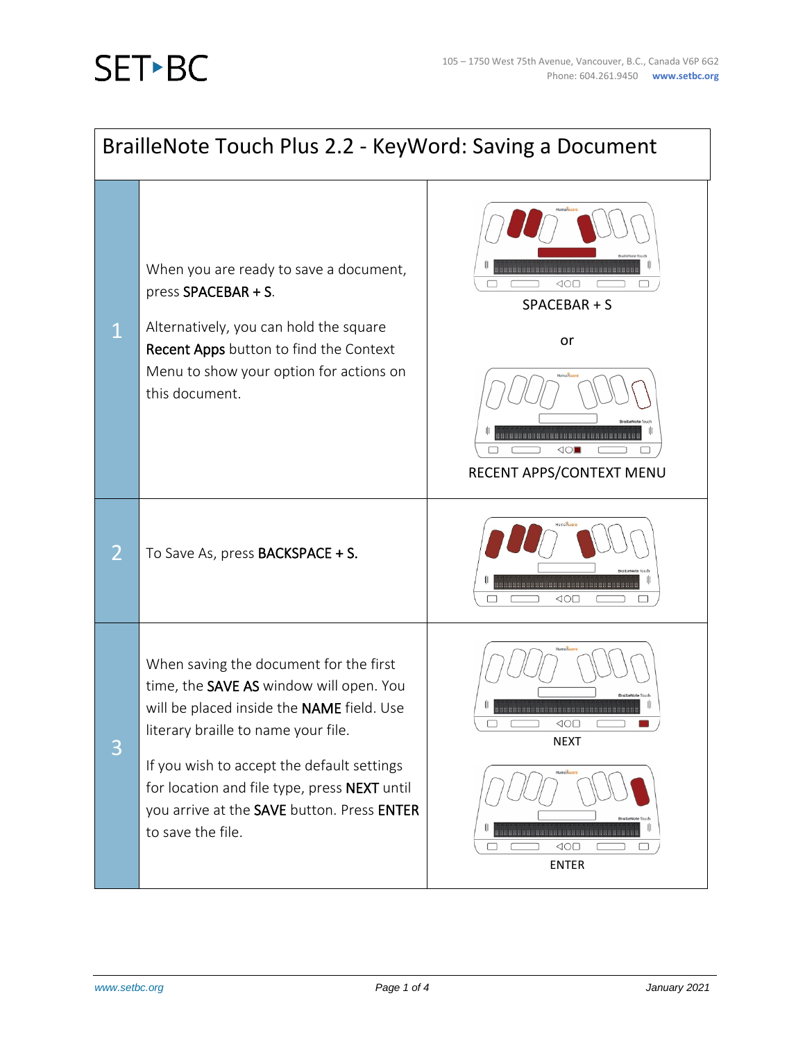# BrailleNote Touch Plus 2.2 - KeyWord: Saving a Document

| Step | Instructions | Keys |
| --- | --- | --- |
| 1 | When you are ready to save a document, press **SPACEBAR + S**. Alternatively, you can hold the square **Recent Apps** button to find the Context Menu to show your option for actions on this document. | SPACEBAR + S<br>or<br>RECENT APPS/CONTEXT MENU |
| 2 | To Save As, press **BACKSPACE + S.** | |
| 3 | When saving the document for the first time, the **SAVE AS** window will open. You will be placed inside the **NAME** field. Use literary braille to name your file. If you wish to accept the default settings for location and file type, press **NEXT** until you arrive at the **SAVE** button. Press **ENTER** to save the file. | NEXT<br>ENTER |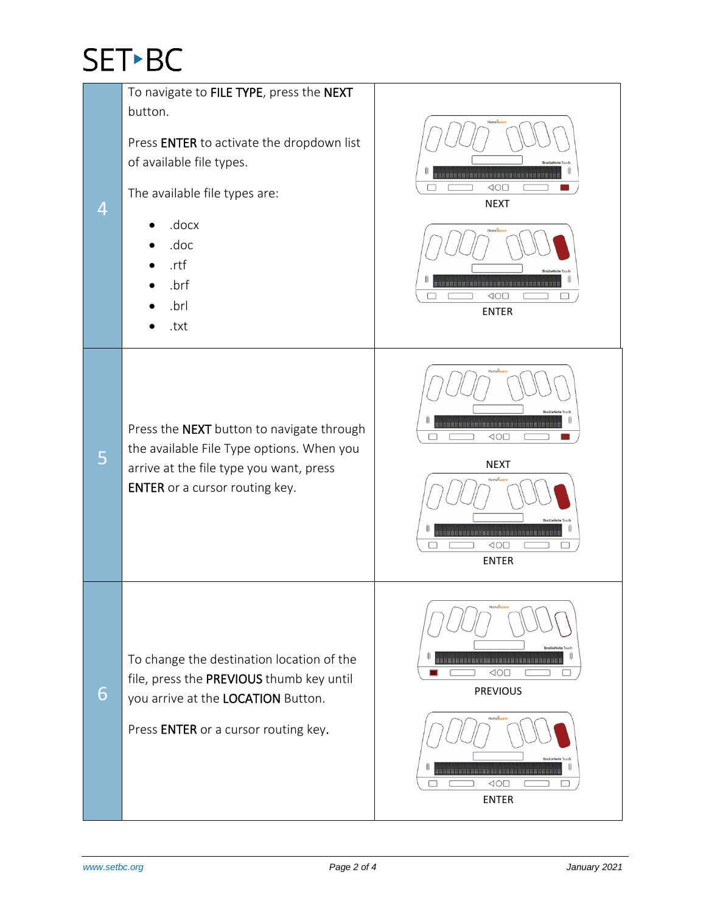| | | |
|---|---|---|
| 4 | To navigate to **FILE TYPE**, press the **NEXT** button.<br><br>Press **ENTER** to activate the dropdown list of available file types.<br><br>The available file types are:<br><br>• .docx<br>• .doc<br>• .rtf<br>• .brf<br>• .brl<br>• .txt | NEXT<br><br>ENTER |
| 5 | Press the **NEXT** button to navigate through the available File Type options. When you arrive at the file type you want, press **ENTER** or a cursor routing key. | NEXT<br><br>ENTER |
| 6 | To change the destination location of the file, press the **PREVIOUS** thumb key until you arrive at the **LOCATION** Button.<br><br>Press **ENTER** or a cursor routing key. | PREVIOUS<br><br>ENTER |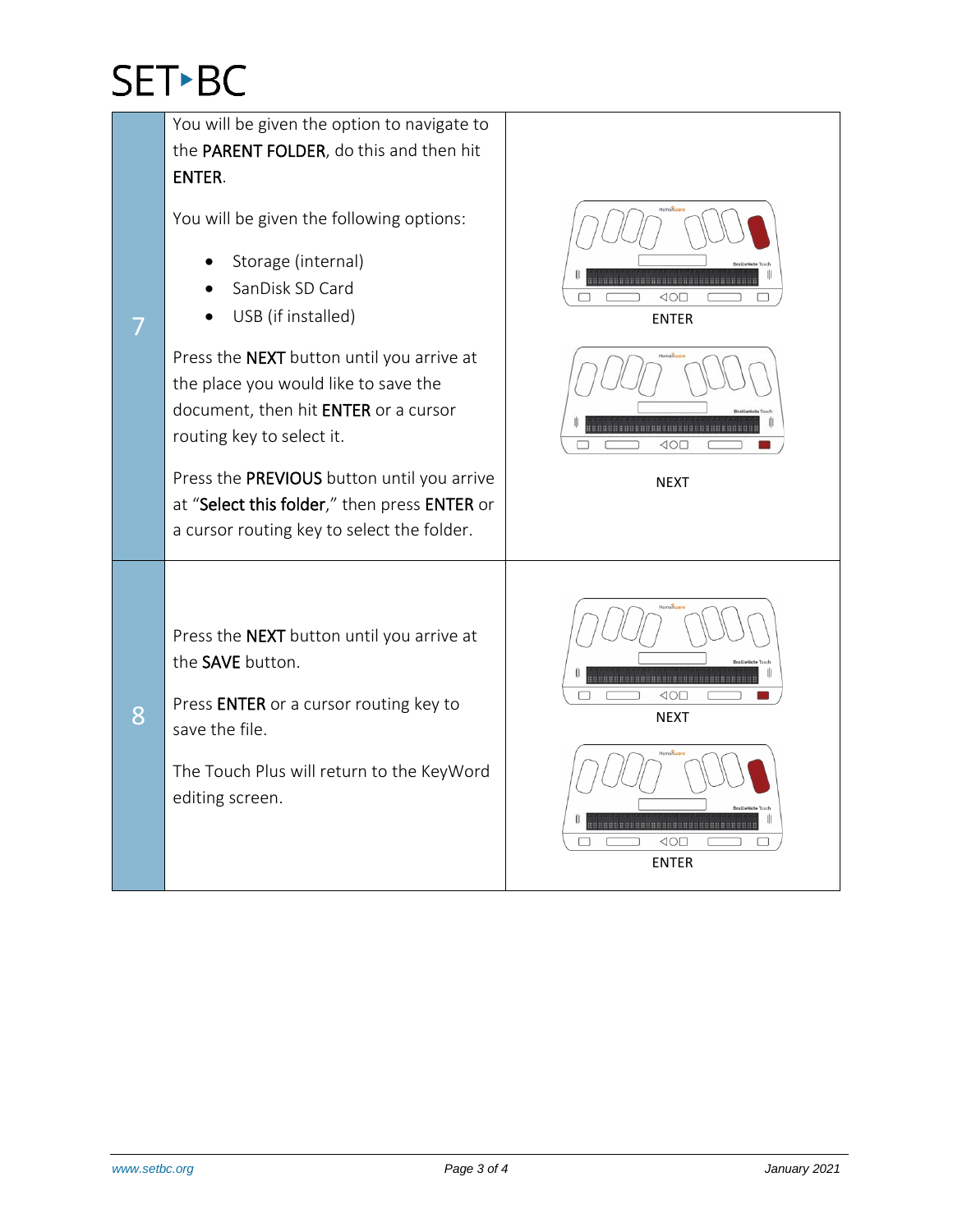| Step | Instructions | Button |
|---|---|---|
| 7 | You will be given the option to navigate to the **PARENT FOLDER**, do this and then hit **ENTER**.<br><br>You will be given the following options:<br>• Storage (internal)<br>• SanDisk SD Card<br>• USB (if installed)<br><br>Press the **NEXT** button until you arrive at the place you would like to save the document, then hit **ENTER** or a cursor routing key to select it.<br><br>Press the **PREVIOUS** button until you arrive at "**Select this folder**," then press **ENTER** or a cursor routing key to select the folder. | ENTER<br><br>NEXT |
| 8 | Press the **NEXT** button until you arrive at the **SAVE** button.<br><br>Press **ENTER** or a cursor routing key to save the file.<br><br>The Touch Plus will return to the KeyWord editing screen. | NEXT<br><br>ENTER |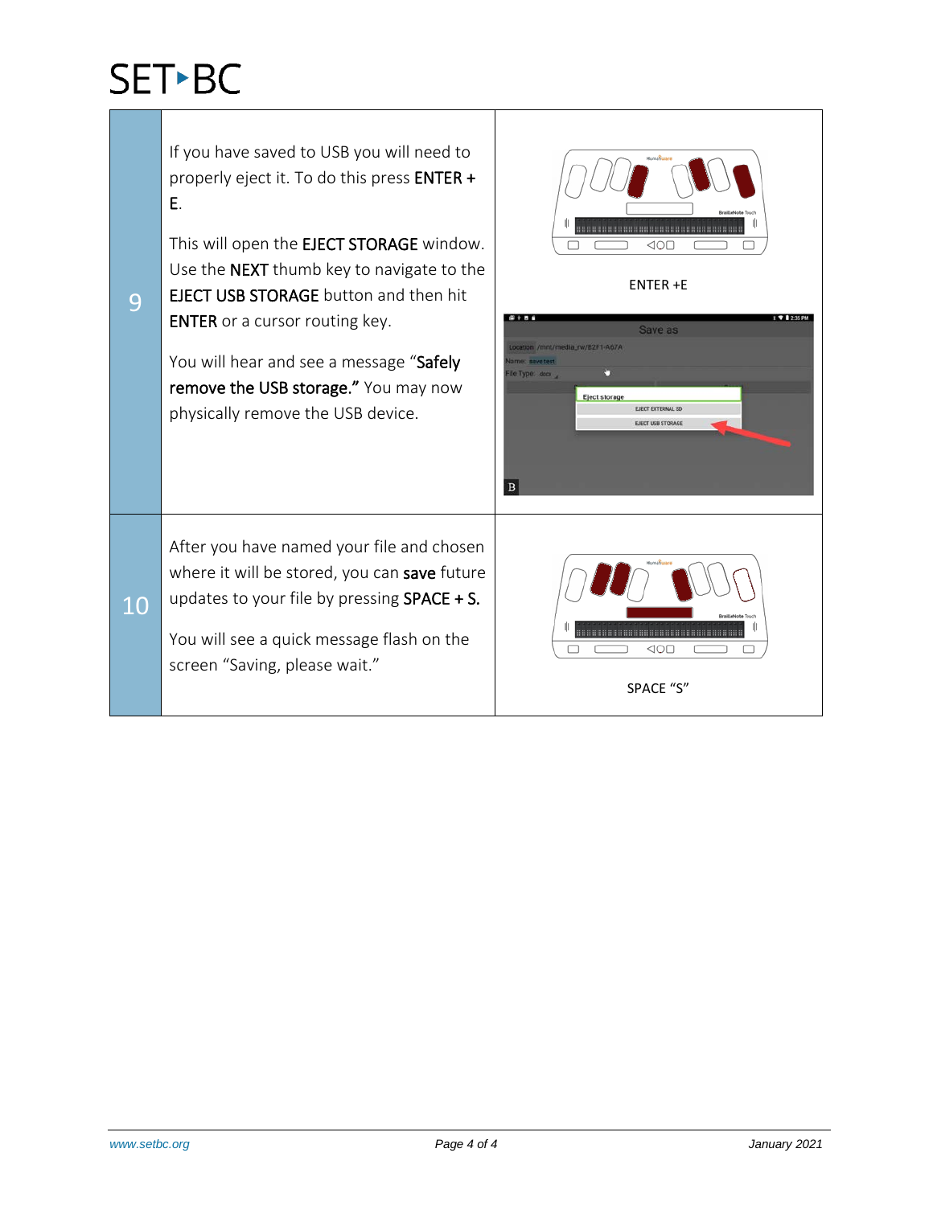| | | |
|---|---|---|
| 9 | If you have saved to USB you will need to properly eject it. To do this press **ENTER + E**.<br><br>This will open the **EJECT STORAGE** window. Use the **NEXT** thumb key to navigate to the **EJECT USB STORAGE** button and then hit **ENTER** or a cursor routing key.<br><br>You will hear and see a message "**Safely remove the USB storage.**" You may now physically remove the USB device. | ENTER +E |
| 10 | After you have named your file and chosen where it will be stored, you can **save** future updates to your file by pressing **SPACE + S.**<br><br>You will see a quick message flash on the screen "Saving, please wait." | SPACE "S" |